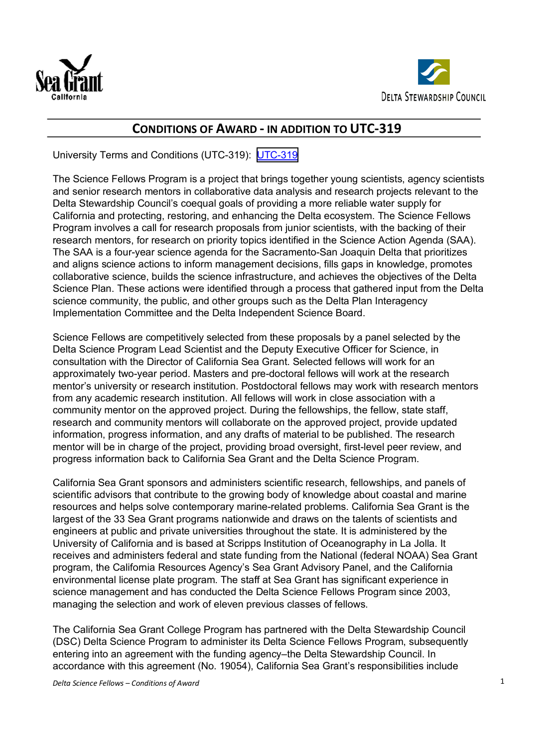## CONDITIONS OF AWARD - IN ADDITION TO UTC-319

University Terms and Conditions (UTC-319): UTC-319

The Science Fellows Program is a project that brings together young scientists, agency scientists and senior research mentors in collaborative data analysis and research projects relevant to the Delta Stewardship Council's coequal goals of providing a more reliable water supply for California and protecting, restoring, and enhancing the Delta ecosystem. The Science Fellows Program involves a call for research proposals from junior scientists, with the backing of their research mentors, for research on priority topics identified in the Science Action Agenda (SAA). The SAA is a four-year science agenda for the Sacramento-San Joaquin Delta that prioritizes and aligns science actions to inform management decisions, fills gaps in knowledge, promotes collaborative science, builds the science infrastructure, and achieves the objectives of the Delta Science Plan. These actions were identified through a process that gathered input from the Delta science community, the public, and other groups such as the Delta Plan Interagency Implementation Committee and the Delta Independent Science Board.

Science Fellows are competitively selected from these proposals by a panel selected by the Delta Science Program Lead Scientist and the Deputy Executive Officer for Science, in consultation with the Director of California Sea Grant. Selected fellows will work for an approximately two-year period. Masters and pre-doctoral fellows will work at the research mentor's university or research institution. Postdoctoral fellows may work with research mentors from any academic research institution. All fellows will work in close association with a community mentor on the approved project. During the fellowships, the fellow, state staff, research and community mentors will collaborate on the approved project, provide updated information, progress information, and any drafts of material to be published. The research mentor will be in charge of the project, providing broad oversight, first-level peer review, and progress information back to California Sea Grant and the Delta Science Program.

California Sea Grant sponsors and administers scientific research, fellowships, and panels of scientific advisors that contribute to the growing body of knowledge about coastal and marine resources and helps solve contemporary marine-related problems. California Sea Grant is the largest of the 33 Sea Grant programs nationwide and draws on the talents of scientists and engineers at public and private universities throughout the state. It is administered by the University of California and is based at Scripps Institution of Oceanography in La Jolla. It receives and administers federal and state funding from the National (federal NOAA) Sea Grant program, the California Resources Agency's Sea Grant Advisory Panel, and the California environmental license plate program. The staff at Sea Grant has significant experience in science management and has conducted the Delta Science Fellows Program since 2003, managing the selection and work of eleven previous classes of fellows.

The California Sea Grant College Program has partnered with the Delta Stewardship Council (DSC) Delta Science Program to administer its Delta Science Fellows Program, subsequently entering into an agreement with the funding agency–the Delta Stewardship Council. In accordance with this agreement (No. 19054), California Sea Grant's responsibilities include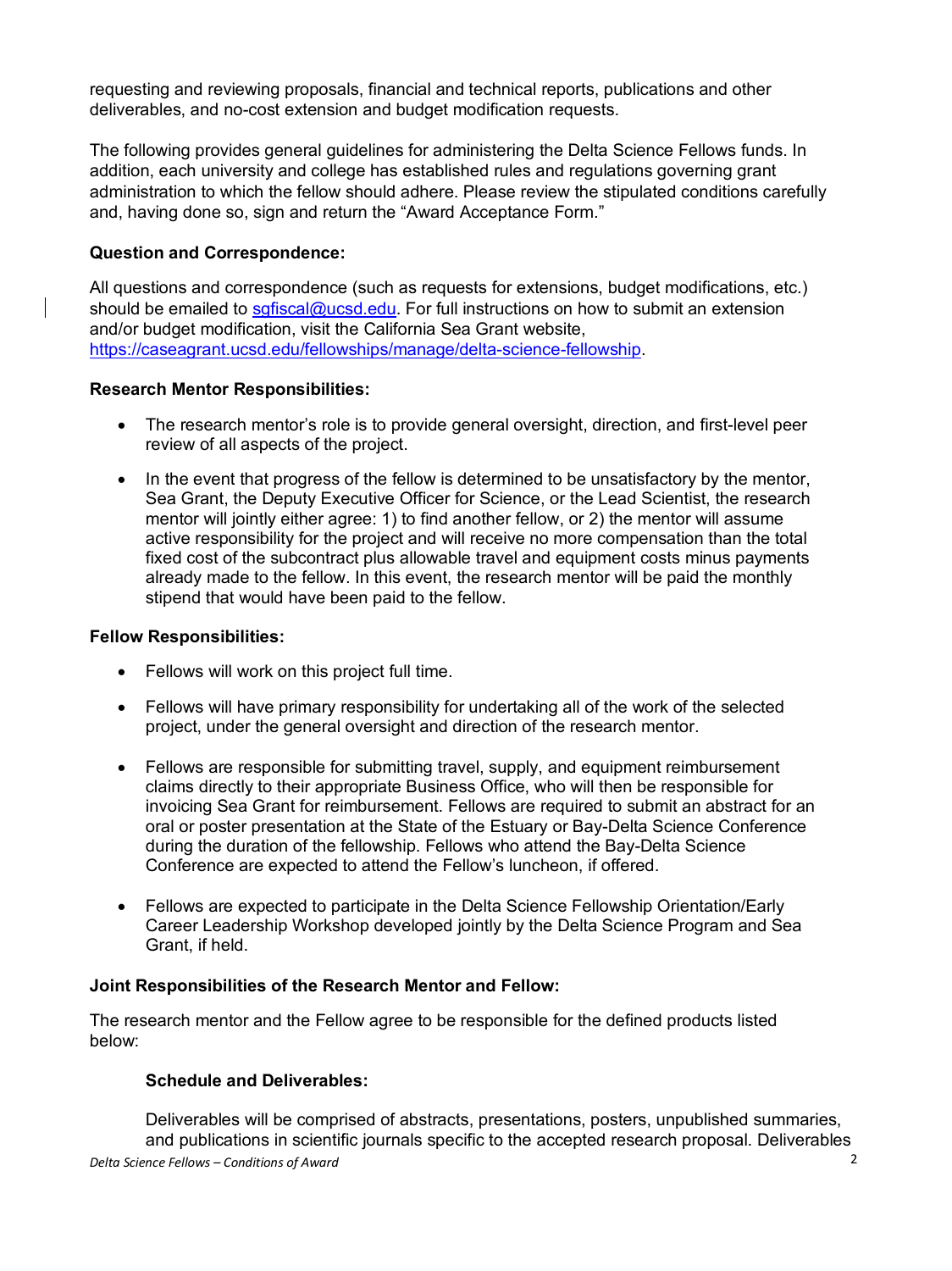requesting and reviewing proposals, financial and technical reports, publications and other deliverables, and no-cost extension and budget modification requests.

The following provides general guidelines for administering the Delta Science Fellows funds. In addition, each university and college has established rules and regulations governing grant administration to which the fellow should adhere. Please review the stipulated conditions carefully and, having done so, sign and return the "Award Acceptance Form."

**Question and Correspondence:**

All questions and correspondence (such as requests for extensions, budget modifications, etc.) should be emailed to sgfiscal@ucsd.edu. For full instructions on how to submit an extension and/or budget modification, visit the California Sea Grant website, https://caseagrant.ucsd.edu/fellowships/manage/delta-science-fellowship.

**Research Mentor Responsibilities:**

- The research mentor's role is to provide general oversight, direction, and first-level peer review of all aspects of the project.
- In the event that progress of the fellow is determined to be unsatisfactory by the mentor, Sea Grant, the Deputy Executive Officer for Science, or the Lead Scientist, the research mentor will jointly either agree: 1) to find another fellow, or 2) the mentor will assume active responsibility for the project and will receive no more compensation than the total fixed cost of the subcontract plus allowable travel and equipment costs minus payments already made to the fellow. In this event, the research mentor will be paid the monthly stipend that would have been paid to the fellow.

**Fellow Responsibilities:**

- Fellows will work on this project full time.
- Fellows will have primary responsibility for undertaking all of the work of the selected project, under the general oversight and direction of the research mentor.
- Fellows are responsible for submitting travel, supply, and equipment reimbursement claims directly to their appropriate Business Office, who will then be responsible for invoicing Sea Grant for reimbursement. Fellows are required to submit an abstract for an oral or poster presentation at the State of the Estuary or Bay-Delta Science Conference during the duration of the fellowship. Fellows who attend the Bay-Delta Science Conference are expected to attend the Fellow's luncheon, if offered.
- Fellows are expected to participate in the Delta Science Fellowship Orientation/Early Career Leadership Workshop developed jointly by the Delta Science Program and Sea Grant, if held.

**Joint Responsibilities of the Research Mentor and Fellow:**

The research mentor and the Fellow agree to be responsible for the defined products listed below:

**Schedule and Deliverables:**

Deliverables will be comprised of abstracts, presentations, posters, unpublished summaries, and publications in scientific journals specific to the accepted research proposal. Deliverables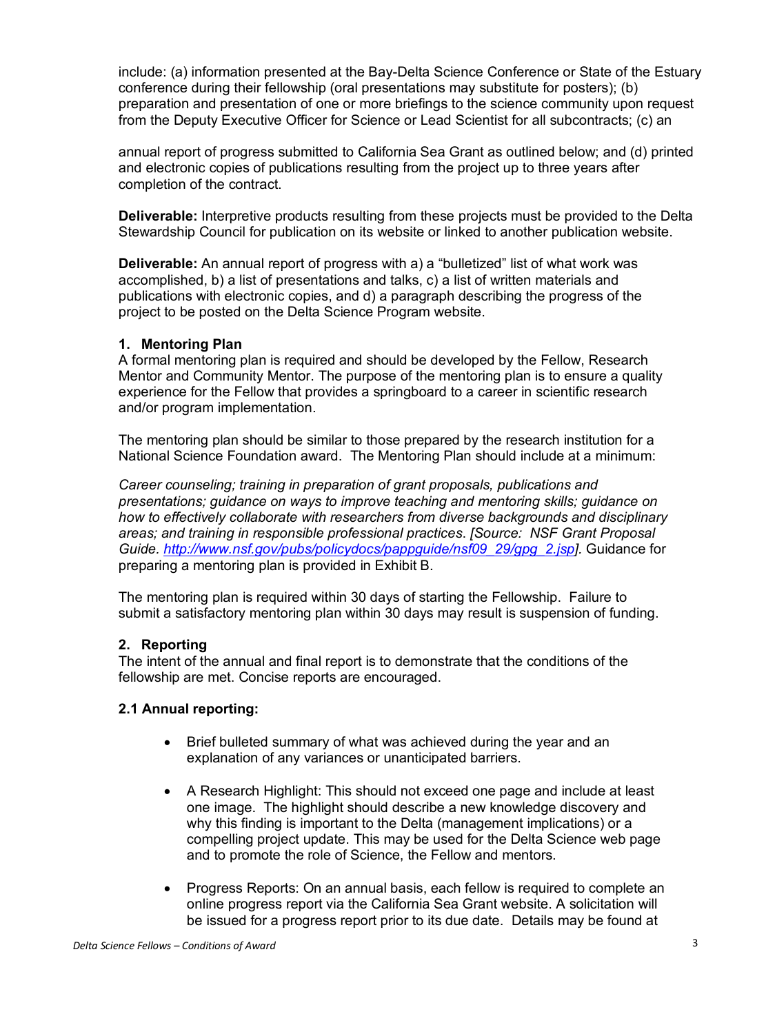include: (a) information presented at the Bay-Delta Science Conference or State of the Estuary conference during their fellowship (oral presentations may substitute for posters); (b) preparation and presentation of one or more briefings to the science community upon request from the Deputy Executive Officer for Science or Lead Scientist for all subcontracts; (c) an

annual report of progress submitted to California Sea Grant as outlined below; and (d) printed and electronic copies of publications resulting from the project up to three years after completion of the contract.

**Deliverable:** Interpretive products resulting from these projects must be provided to the Delta Stewardship Council for publication on its website or linked to another publication website.

**Deliverable:** An annual report of progress with a) a "bulletized" list of what work was accomplished, b) a list of presentations and talks, c) a list of written materials and publications with electronic copies, and d) a paragraph describing the progress of the project to be posted on the Delta Science Program website.

### 1. Mentoring Plan

A formal mentoring plan is required and should be developed by the Fellow, Research Mentor and Community Mentor. The purpose of the mentoring plan is to ensure a quality experience for the Fellow that provides a springboard to a career in scientific research and/or program implementation.

The mentoring plan should be similar to those prepared by the research institution for a National Science Foundation award. The Mentoring Plan should include at a minimum:

*Career counseling; training in preparation of grant proposals, publications and presentations; guidance on ways to improve teaching and mentoring skills; guidance on how to effectively collaborate with researchers from diverse backgrounds and disciplinary areas; and training in responsible professional practices. [Source: NSF Grant Proposal Guide. http://www.nsf.gov/pubs/policydocs/pappguide/nsf09_29/gpg_2.jsp].* Guidance for preparing a mentoring plan is provided in Exhibit B.

The mentoring plan is required within 30 days of starting the Fellowship. Failure to submit a satisfactory mentoring plan within 30 days may result is suspension of funding.

### 2. Reporting

The intent of the annual and final report is to demonstrate that the conditions of the fellowship are met. Concise reports are encouraged.

#### 2.1 Annual reporting:

- Brief bulleted summary of what was achieved during the year and an explanation of any variances or unanticipated barriers.
- A Research Highlight: This should not exceed one page and include at least one image. The highlight should describe a new knowledge discovery and why this finding is important to the Delta (management implications) or a compelling project update. This may be used for the Delta Science web page and to promote the role of Science, the Fellow and mentors.
- Progress Reports: On an annual basis, each fellow is required to complete an online progress report via the California Sea Grant website. A solicitation will be issued for a progress report prior to its due date. Details may be found at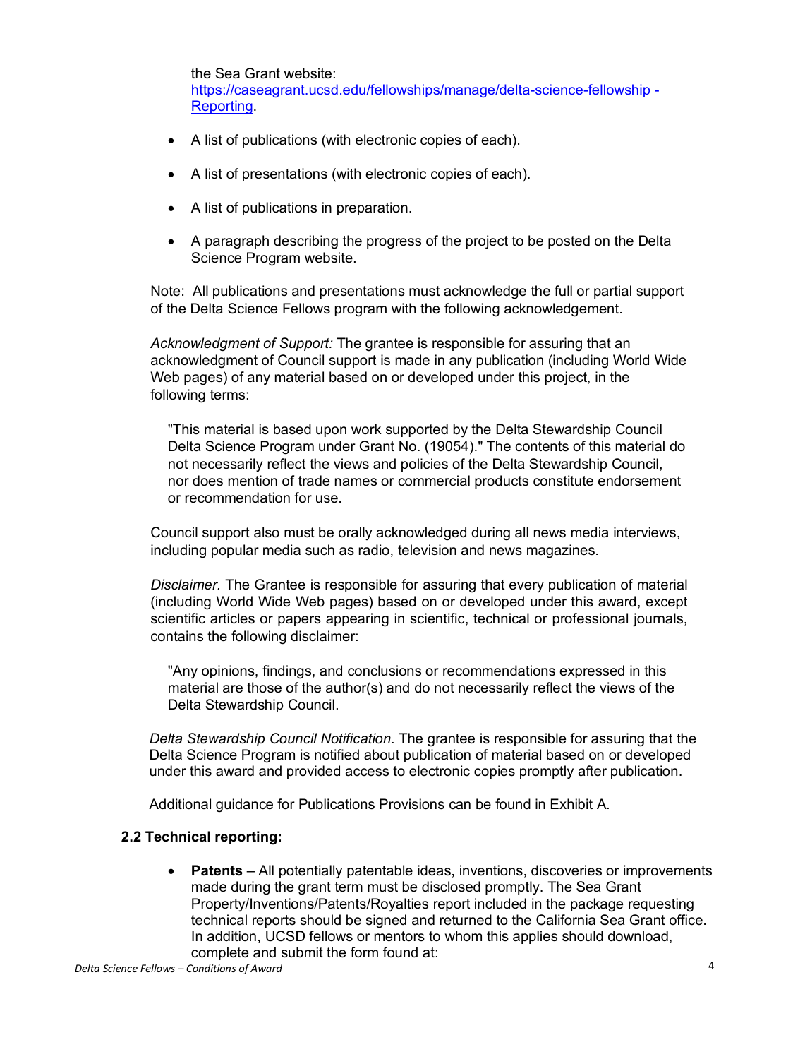the Sea Grant website: [https://caseagrant.ucsd.edu/fellowships/manage/delta-science-fellowship - Reporting](https://caseagrant.ucsd.edu/fellowships/manage/delta-science-fellowship-Reporting).

- A list of publications (with electronic copies of each).
- A list of presentations (with electronic copies of each).
- A list of publications in preparation.
- A paragraph describing the progress of the project to be posted on the Delta Science Program website.

Note: All publications and presentations must acknowledge the full or partial support of the Delta Science Fellows program with the following acknowledgement.

*Acknowledgment of Support:* The grantee is responsible for assuring that an acknowledgment of Council support is made in any publication (including World Wide Web pages) of any material based on or developed under this project, in the following terms:

> "This material is based upon work supported by the Delta Stewardship Council Delta Science Program under Grant No. (19054)." The contents of this material do not necessarily reflect the views and policies of the Delta Stewardship Council, nor does mention of trade names or commercial products constitute endorsement or recommendation for use.

Council support also must be orally acknowledged during all news media interviews, including popular media such as radio, television and news magazines.

*Disclaimer.* The Grantee is responsible for assuring that every publication of material (including World Wide Web pages) based on or developed under this award, except scientific articles or papers appearing in scientific, technical or professional journals, contains the following disclaimer:

> "Any opinions, findings, and conclusions or recommendations expressed in this material are those of the author(s) and do not necessarily reflect the views of the Delta Stewardship Council.

*Delta Stewardship Council Notification.* The grantee is responsible for assuring that the Delta Science Program is notified about publication of material based on or developed under this award and provided access to electronic copies promptly after publication.

Additional guidance for Publications Provisions can be found in Exhibit A.

### 2.2 Technical reporting:

- **Patents** – All potentially patentable ideas, inventions, discoveries or improvements made during the grant term must be disclosed promptly. The Sea Grant Property/Inventions/Patents/Royalties report included in the package requesting technical reports should be signed and returned to the California Sea Grant office. In addition, UCSD fellows or mentors to whom this applies should download, complete and submit the form found at: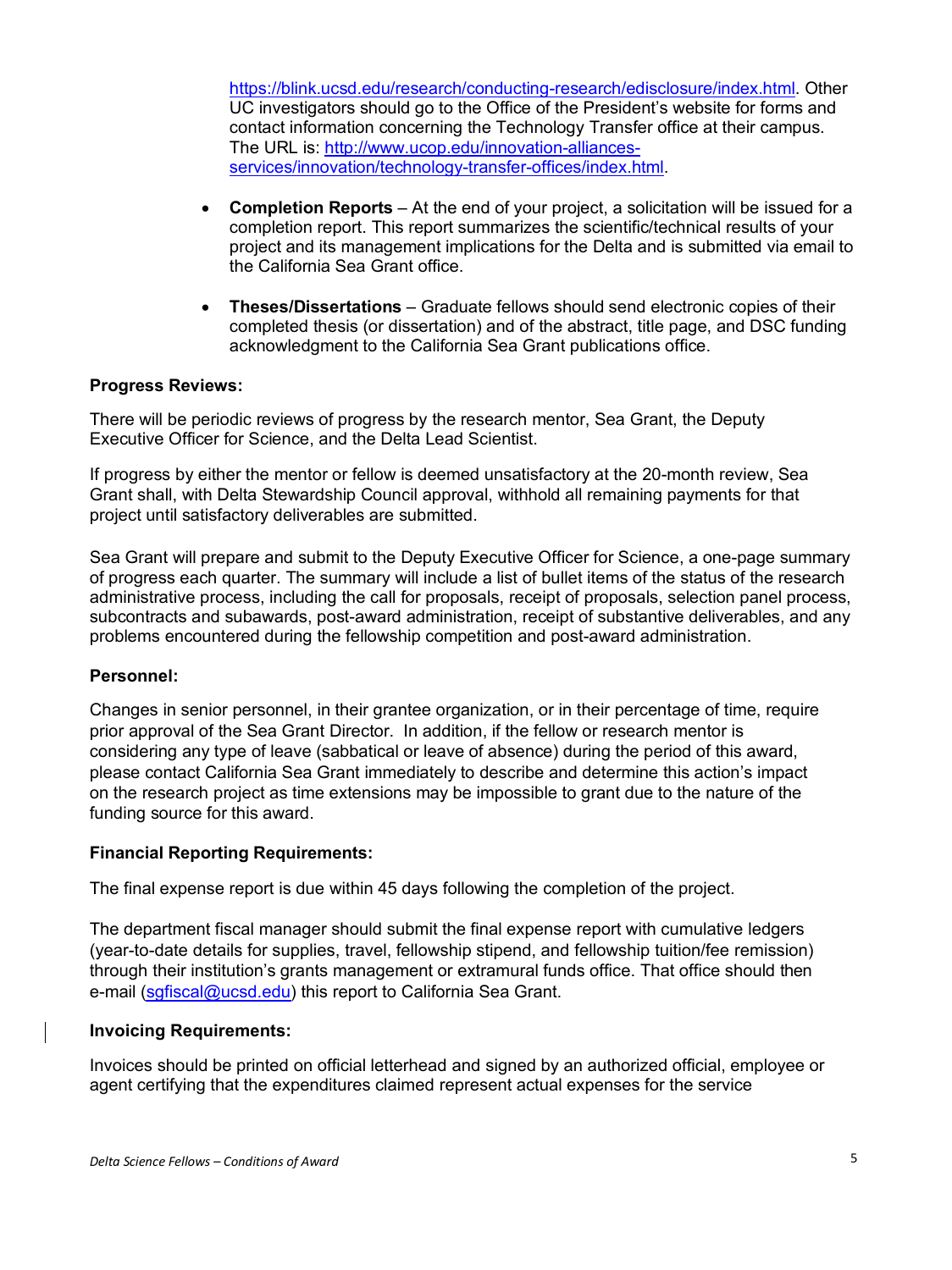https://blink.ucsd.edu/research/conducting-research/edisclosure/index.html. Other UC investigators should go to the Office of the President's website for forms and contact information concerning the Technology Transfer office at their campus. The URL is: http://www.ucop.edu/innovation-alliances-services/innovation/technology-transfer-offices/index.html.

- **Completion Reports** – At the end of your project, a solicitation will be issued for a completion report. This report summarizes the scientific/technical results of your project and its management implications for the Delta and is submitted via email to the California Sea Grant office.

- **Theses/Dissertations** – Graduate fellows should send electronic copies of their completed thesis (or dissertation) and of the abstract, title page, and DSC funding acknowledgment to the California Sea Grant publications office.

**Progress Reviews:**

There will be periodic reviews of progress by the research mentor, Sea Grant, the Deputy Executive Officer for Science, and the Delta Lead Scientist.

If progress by either the mentor or fellow is deemed unsatisfactory at the 20-month review, Sea Grant shall, with Delta Stewardship Council approval, withhold all remaining payments for that project until satisfactory deliverables are submitted.

Sea Grant will prepare and submit to the Deputy Executive Officer for Science, a one-page summary of progress each quarter. The summary will include a list of bullet items of the status of the research administrative process, including the call for proposals, receipt of proposals, selection panel process, subcontracts and subawards, post-award administration, receipt of substantive deliverables, and any problems encountered during the fellowship competition and post-award administration.

**Personnel:**

Changes in senior personnel, in their grantee organization, or in their percentage of time, require prior approval of the Sea Grant Director. In addition, if the fellow or research mentor is considering any type of leave (sabbatical or leave of absence) during the period of this award, please contact California Sea Grant immediately to describe and determine this action's impact on the research project as time extensions may be impossible to grant due to the nature of the funding source for this award.

**Financial Reporting Requirements:**

The final expense report is due within 45 days following the completion of the project.

The department fiscal manager should submit the final expense report with cumulative ledgers (year-to-date details for supplies, travel, fellowship stipend, and fellowship tuition/fee remission) through their institution's grants management or extramural funds office. That office should then e-mail (sgfiscal@ucsd.edu) this report to California Sea Grant.

**Invoicing Requirements:**

Invoices should be printed on official letterhead and signed by an authorized official, employee or agent certifying that the expenditures claimed represent actual expenses for the service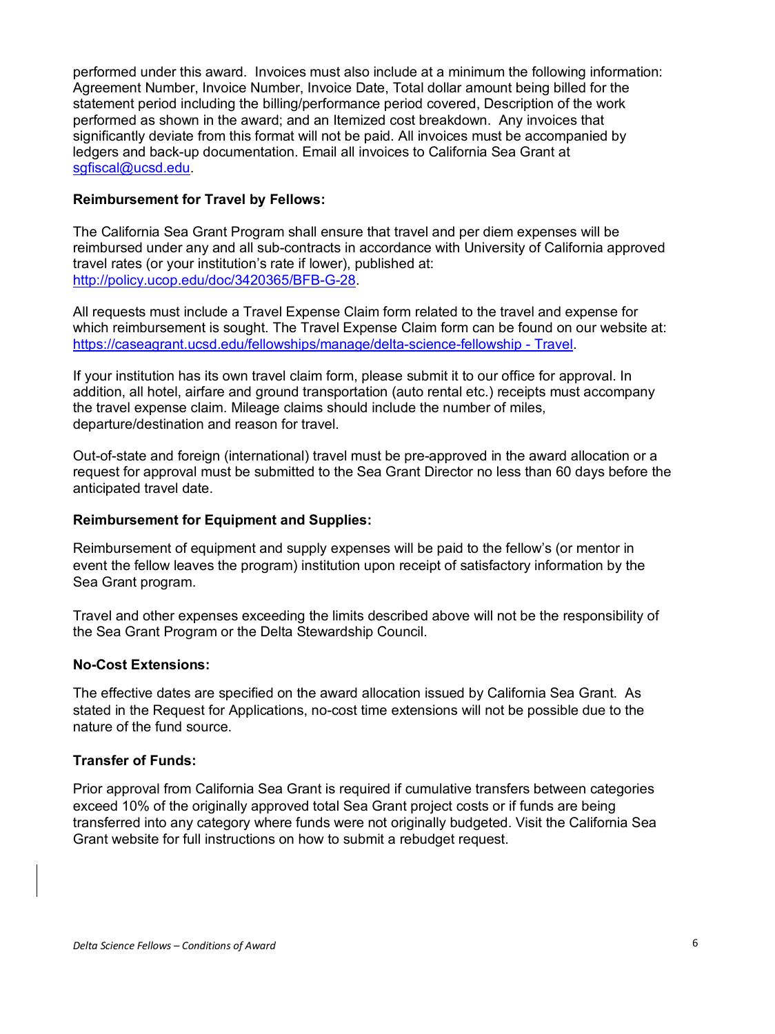performed under this award. Invoices must also include at a minimum the following information: Agreement Number, Invoice Number, Invoice Date, Total dollar amount being billed for the statement period including the billing/performance period covered, Description of the work performed as shown in the award; and an Itemized cost breakdown. Any invoices that significantly deviate from this format will not be paid. All invoices must be accompanied by ledgers and back-up documentation. Email all invoices to California Sea Grant at sgfiscal@ucsd.edu.

**Reimbursement for Travel by Fellows:**

The California Sea Grant Program shall ensure that travel and per diem expenses will be reimbursed under any and all sub-contracts in accordance with University of California approved travel rates (or your institution's rate if lower), published at: http://policy.ucop.edu/doc/3420365/BFB-G-28.

All requests must include a Travel Expense Claim form related to the travel and expense for which reimbursement is sought. The Travel Expense Claim form can be found on our website at: https://caseagrant.ucsd.edu/fellowships/manage/delta-science-fellowship - Travel.

If your institution has its own travel claim form, please submit it to our office for approval. In addition, all hotel, airfare and ground transportation (auto rental etc.) receipts must accompany the travel expense claim. Mileage claims should include the number of miles, departure/destination and reason for travel.

Out-of-state and foreign (international) travel must be pre-approved in the award allocation or a request for approval must be submitted to the Sea Grant Director no less than 60 days before the anticipated travel date.

**Reimbursement for Equipment and Supplies:**

Reimbursement of equipment and supply expenses will be paid to the fellow's (or mentor in event the fellow leaves the program) institution upon receipt of satisfactory information by the Sea Grant program.

Travel and other expenses exceeding the limits described above will not be the responsibility of the Sea Grant Program or the Delta Stewardship Council.

**No-Cost Extensions:**

The effective dates are specified on the award allocation issued by California Sea Grant. As stated in the Request for Applications, no-cost time extensions will not be possible due to the nature of the fund source.

**Transfer of Funds:**

Prior approval from California Sea Grant is required if cumulative transfers between categories exceed 10% of the originally approved total Sea Grant project costs or if funds are being transferred into any category where funds were not originally budgeted. Visit the California Sea Grant website for full instructions on how to submit a rebudget request.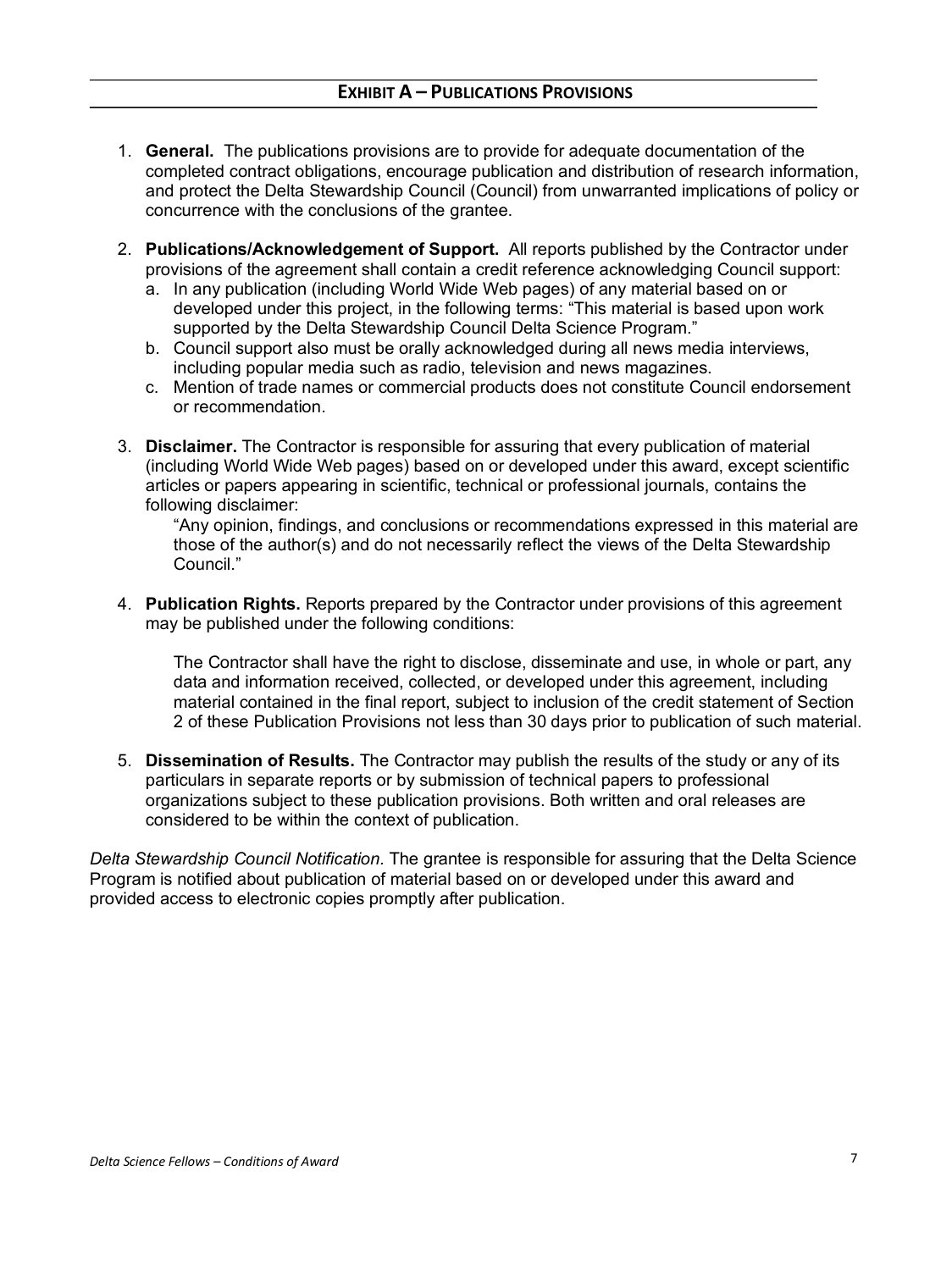## EXHIBIT A – PUBLICATIONS PROVISIONS

1. **General.** The publications provisions are to provide for adequate documentation of the completed contract obligations, encourage publication and distribution of research information, and protect the Delta Stewardship Council (Council) from unwarranted implications of policy or concurrence with the conclusions of the grantee.

2. **Publications/Acknowledgement of Support.** All reports published by the Contractor under provisions of the agreement shall contain a credit reference acknowledging Council support:
   a. In any publication (including World Wide Web pages) of any material based on or developed under this project, in the following terms: "This material is based upon work supported by the Delta Stewardship Council Delta Science Program."
   b. Council support also must be orally acknowledged during all news media interviews, including popular media such as radio, television and news magazines.
   c. Mention of trade names or commercial products does not constitute Council endorsement or recommendation.

3. **Disclaimer.** The Contractor is responsible for assuring that every publication of material (including World Wide Web pages) based on or developed under this award, except scientific articles or papers appearing in scientific, technical or professional journals, contains the following disclaimer:

   "Any opinion, findings, and conclusions or recommendations expressed in this material are those of the author(s) and do not necessarily reflect the views of the Delta Stewardship Council."

4. **Publication Rights.** Reports prepared by the Contractor under provisions of this agreement may be published under the following conditions:

   The Contractor shall have the right to disclose, disseminate and use, in whole or part, any data and information received, collected, or developed under this agreement, including material contained in the final report, subject to inclusion of the credit statement of Section 2 of these Publication Provisions not less than 30 days prior to publication of such material.

5. **Dissemination of Results.** The Contractor may publish the results of the study or any of its particulars in separate reports or by submission of technical papers to professional organizations subject to these publication provisions. Both written and oral releases are considered to be within the context of publication.

*Delta Stewardship Council Notification.* The grantee is responsible for assuring that the Delta Science Program is notified about publication of material based on or developed under this award and provided access to electronic copies promptly after publication.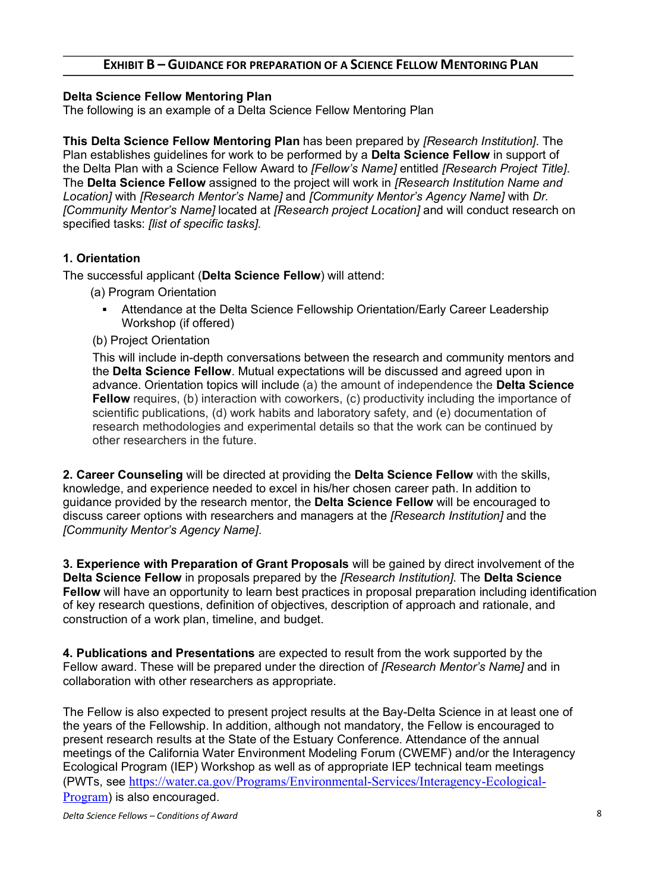## Exhibit B – Guidance for Preparation of a Science Fellow Mentoring Plan

**Delta Science Fellow Mentoring Plan**
The following is an example of a Delta Science Fellow Mentoring Plan

**This Delta Science Fellow Mentoring Plan** has been prepared by *[Research Institution]*. The Plan establishes guidelines for work to be performed by a **Delta Science Fellow** in support of the Delta Plan with a Science Fellow Award to *[Fellow's Name]* entitled *[Research Project Title]*. The **Delta Science Fellow** assigned to the project will work in *[Research Institution Name and Location]* with *[Research Mentor's Name]* and *[Community Mentor's Agency Name]* with *Dr. [Community Mentor's Name]* located at *[Research project Location]* and will conduct research on specified tasks: *[list of specific tasks]*.

**1. Orientation**

The successful applicant (**Delta Science Fellow**) will attend:

(a) Program Orientation

- Attendance at the Delta Science Fellowship Orientation/Early Career Leadership Workshop (if offered)

(b) Project Orientation

This will include in-depth conversations between the research and community mentors and the **Delta Science Fellow**. Mutual expectations will be discussed and agreed upon in advance. Orientation topics will include (a) the amount of independence the **Delta Science Fellow** requires, (b) interaction with coworkers, (c) productivity including the importance of scientific publications, (d) work habits and laboratory safety, and (e) documentation of research methodologies and experimental details so that the work can be continued by other researchers in the future.

**2. Career Counseling** will be directed at providing the **Delta Science Fellow** with the skills, knowledge, and experience needed to excel in his/her chosen career path. In addition to guidance provided by the research mentor, the **Delta Science Fellow** will be encouraged to discuss career options with researchers and managers at the *[Research Institution]* and the *[Community Mentor's Agency Name]*.

**3. Experience with Preparation of Grant Proposals** will be gained by direct involvement of the **Delta Science Fellow** in proposals prepared by the *[Research Institution]*. The **Delta Science Fellow** will have an opportunity to learn best practices in proposal preparation including identification of key research questions, definition of objectives, description of approach and rationale, and construction of a work plan, timeline, and budget.

**4. Publications and Presentations** are expected to result from the work supported by the Fellow award. These will be prepared under the direction of *[Research Mentor's Name]* and in collaboration with other researchers as appropriate.

The Fellow is also expected to present project results at the Bay-Delta Science in at least one of the years of the Fellowship. In addition, although not mandatory, the Fellow is encouraged to present research results at the State of the Estuary Conference. Attendance of the annual meetings of the California Water Environment Modeling Forum (CWEMF) and/or the Interagency Ecological Program (IEP) Workshop as well as of appropriate IEP technical team meetings (PWTs, see https://water.ca.gov/Programs/Environmental-Services/Interagency-Ecological-Program) is also encouraged.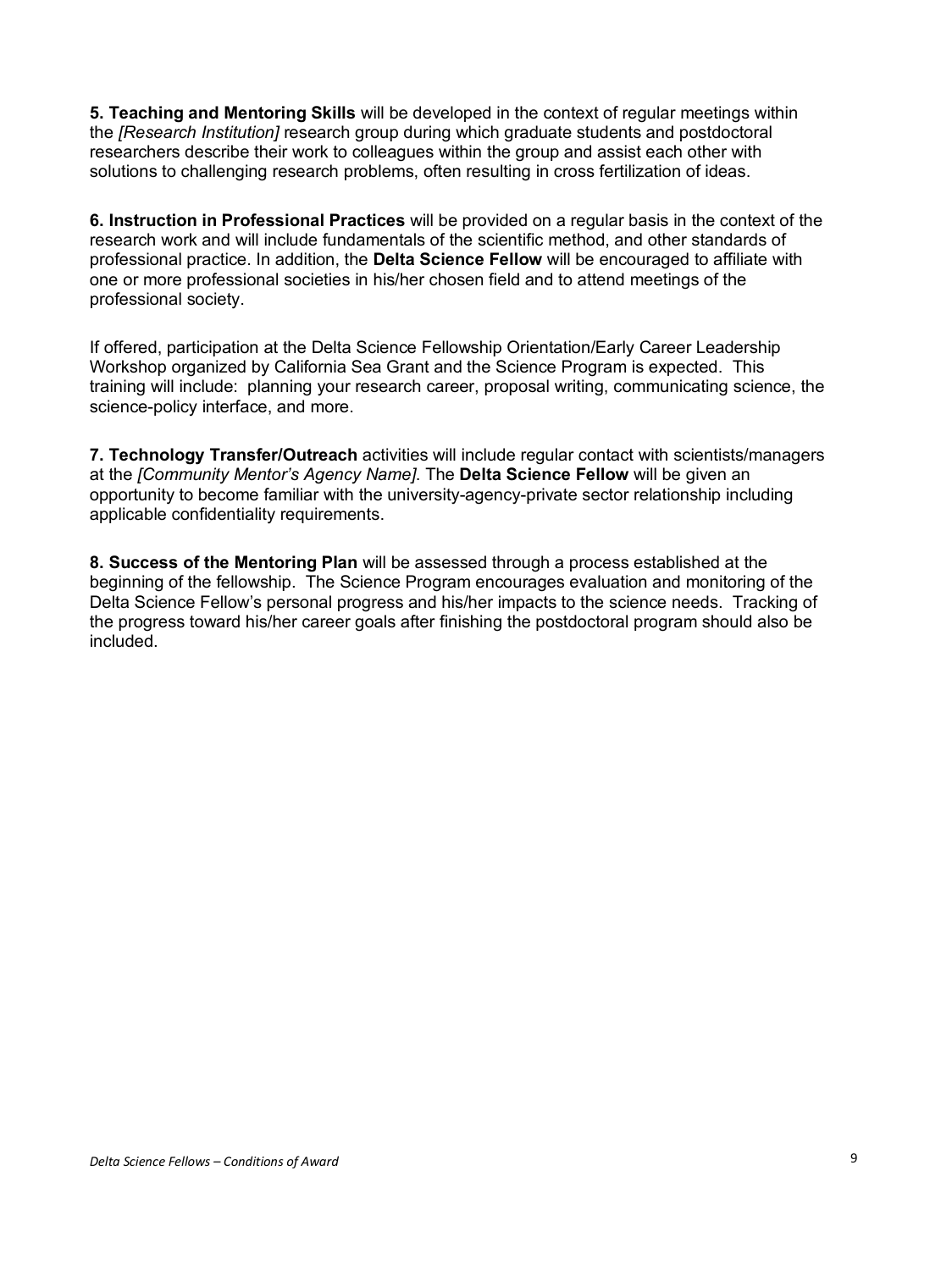**5. Teaching and Mentoring Skills** will be developed in the context of regular meetings within the *[Research Institution]* research group during which graduate students and postdoctoral researchers describe their work to colleagues within the group and assist each other with solutions to challenging research problems, often resulting in cross fertilization of ideas.

**6. Instruction in Professional Practices** will be provided on a regular basis in the context of the research work and will include fundamentals of the scientific method, and other standards of professional practice. In addition, the **Delta Science Fellow** will be encouraged to affiliate with one or more professional societies in his/her chosen field and to attend meetings of the professional society.

If offered, participation at the Delta Science Fellowship Orientation/Early Career Leadership Workshop organized by California Sea Grant and the Science Program is expected. This training will include: planning your research career, proposal writing, communicating science, the science-policy interface, and more.

**7. Technology Transfer/Outreach** activities will include regular contact with scientists/managers at the *[Community Mentor's Agency Name]*. The **Delta Science Fellow** will be given an opportunity to become familiar with the university-agency-private sector relationship including applicable confidentiality requirements.

**8. Success of the Mentoring Plan** will be assessed through a process established at the beginning of the fellowship. The Science Program encourages evaluation and monitoring of the Delta Science Fellow's personal progress and his/her impacts to the science needs. Tracking of the progress toward his/her career goals after finishing the postdoctoral program should also be included.